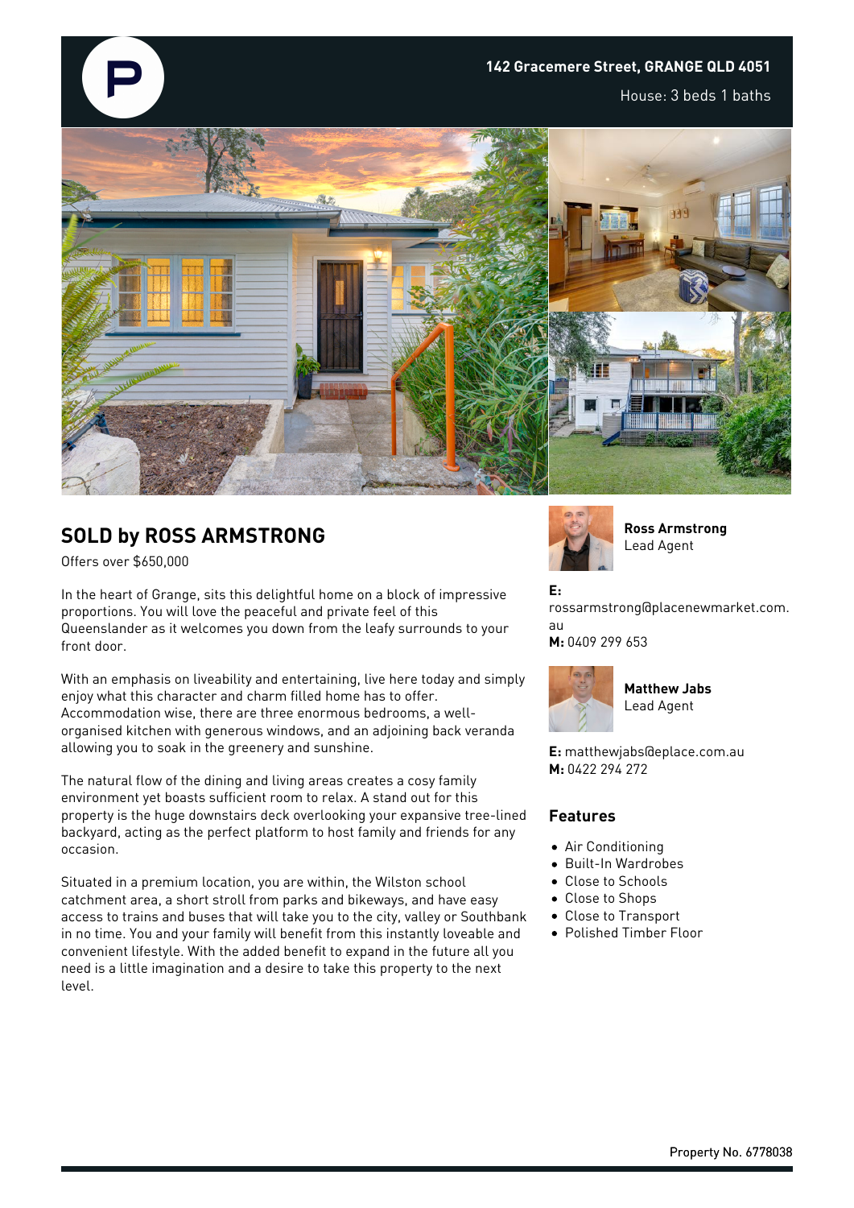**142 Gracemere Street, GRANGE QLD 4051**

House: 3 beds 1 baths

## SOLD by ROSS ARMSTRONG

Offers over $650,000

In the heart of Grange, sits this delightful home on a block of impressive proportions. You will love the peaceful and private feel of this Queenslander as it welcomes you down from the leafy surrounds to your front door.

With an emphasis on liveability and entertaining, live here today and simply enjoy what this character and charm filled home has to offer. Accommodation wise, there are three enormous bedrooms, a well-organised kitchen with generous windows, and an adjoining back veranda allowing you to soak in the greenery and sunshine.

The natural flow of the dining and living areas creates a cosy family environment yet boasts sufficient room to relax. A stand out for this property is the huge downstairs deck overlooking your expansive tree-lined backyard, acting as the perfect platform to host family and friends for any occasion.

Situated in a premium location, you are within, the Wilston school catchment area, a short stroll from parks and bikeways, and have easy access to trains and buses that will take you to the city, valley or Southbank in no time. You and your family will benefit from this instantly loveable and convenient lifestyle. With the added benefit to expand in the future all you need is a little imagination and a desire to take this property to the next level.

**Ross Armstrong**
Lead Agent

**E:** rossarmstrong@placenewmarket.com.au
**M:** 0409 299 653

**Matthew Jabs**
Lead Agent

**E:** matthewjabs@eplace.com.au
**M:** 0422 294 272

### Features

- Air Conditioning
- Built-In Wardrobes
- Close to Schools
- Close to Shops
- Close to Transport
- Polished Timber Floor

Property No. 6778038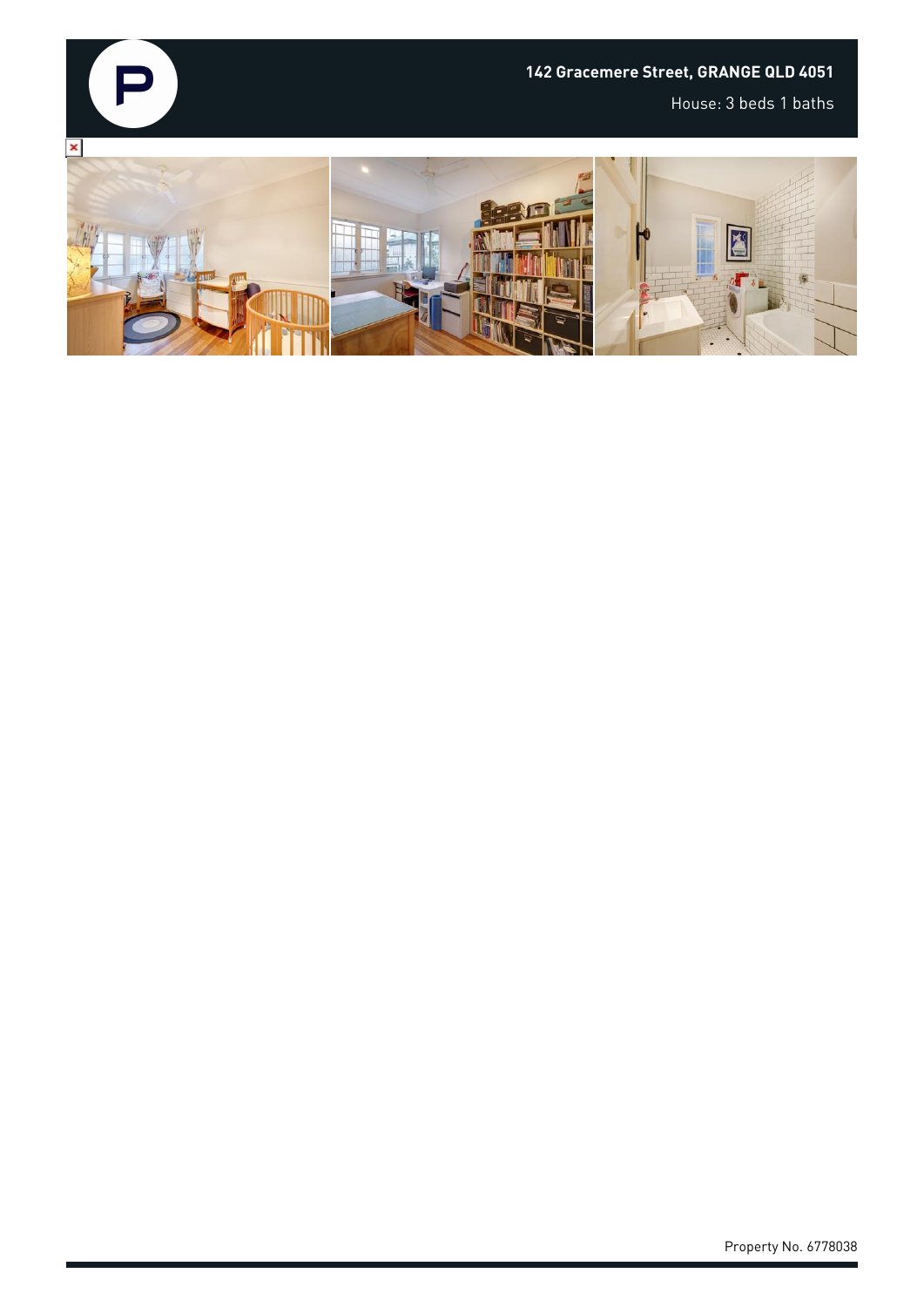**142 Gracemere Street, GRANGE QLD 4051**

House: 3 beds 1 baths

Property No. 6778038